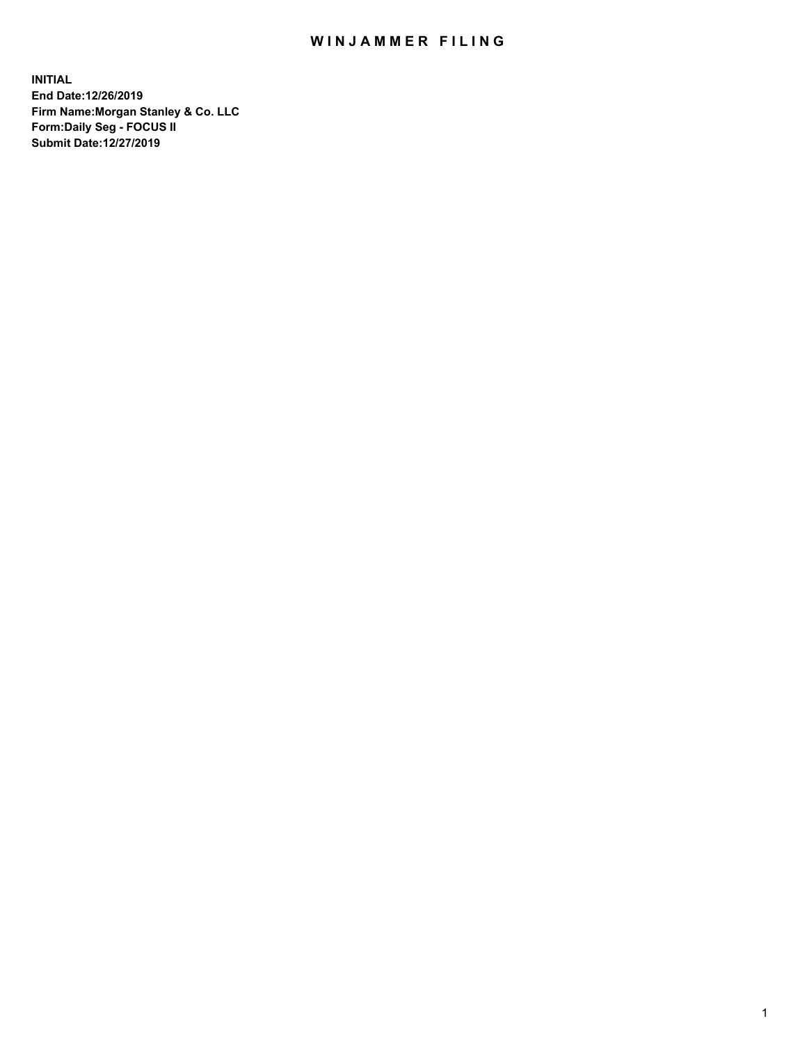# WINJAMMER FILING

**INITIAL**
**End Date:12/26/2019**
**Firm Name:Morgan Stanley & Co. LLC**
**Form:Daily Seg - FOCUS II**
**Submit Date:12/27/2019**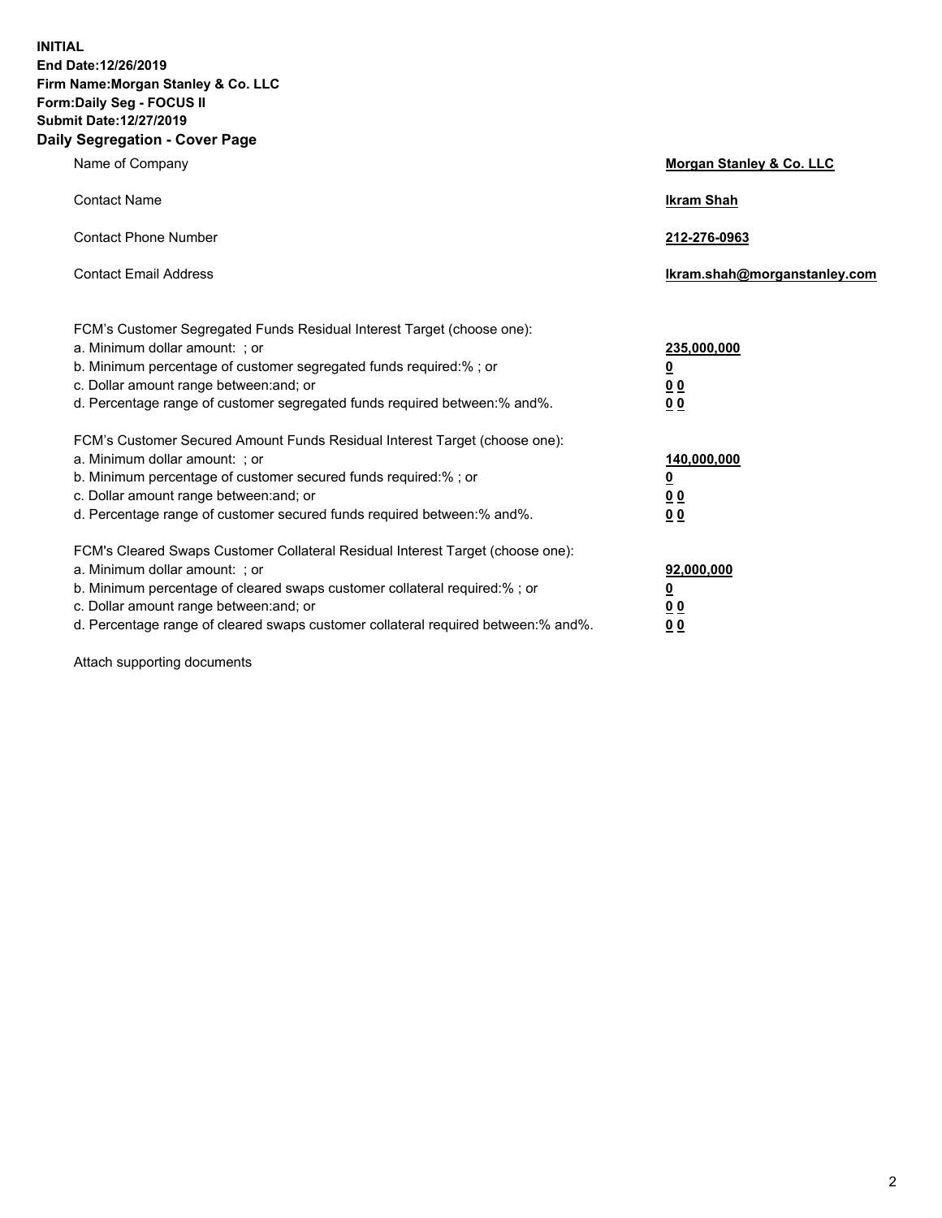**INITIAL**
**End Date:12/26/2019**
**Firm Name:Morgan Stanley & Co. LLC**
**Form:Daily Seg - FOCUS II**
**Submit Date:12/27/2019**

## Daily Segregation - Cover Page

| | |
|---|---|
| Name of Company | **Morgan Stanley & Co. LLC** |
| Contact Name | **Ikram Shah** |
| Contact Phone Number | **212-276-0963** |
| Contact Email Address | **Ikram.shah@morganstanley.com** |

| | |
|---|---|
| FCM's Customer Segregated Funds Residual Interest Target (choose one): | |
| a. Minimum dollar amount: ; or | **235,000,000** |
| b. Minimum percentage of customer segregated funds required:% ; or | **0** |
| c. Dollar amount range between:and; or | **0 0** |
| d. Percentage range of customer segregated funds required between:% and%. | **0 0** |
| FCM's Customer Secured Amount Funds Residual Interest Target (choose one): | |
| a. Minimum dollar amount: ; or | **140,000,000** |
| b. Minimum percentage of customer secured funds required:% ; or | **0** |
| c. Dollar amount range between:and; or | **0 0** |
| d. Percentage range of customer secured funds required between:% and%. | **0 0** |
| FCM's Cleared Swaps Customer Collateral Residual Interest Target (choose one): | |
| a. Minimum dollar amount: ; or | **92,000,000** |
| b. Minimum percentage of cleared swaps customer collateral required:% ; or | **0** |
| c. Dollar amount range between:and; or | **0 0** |
| d. Percentage range of cleared swaps customer collateral required between:% and%. | **0 0** |

Attach supporting documents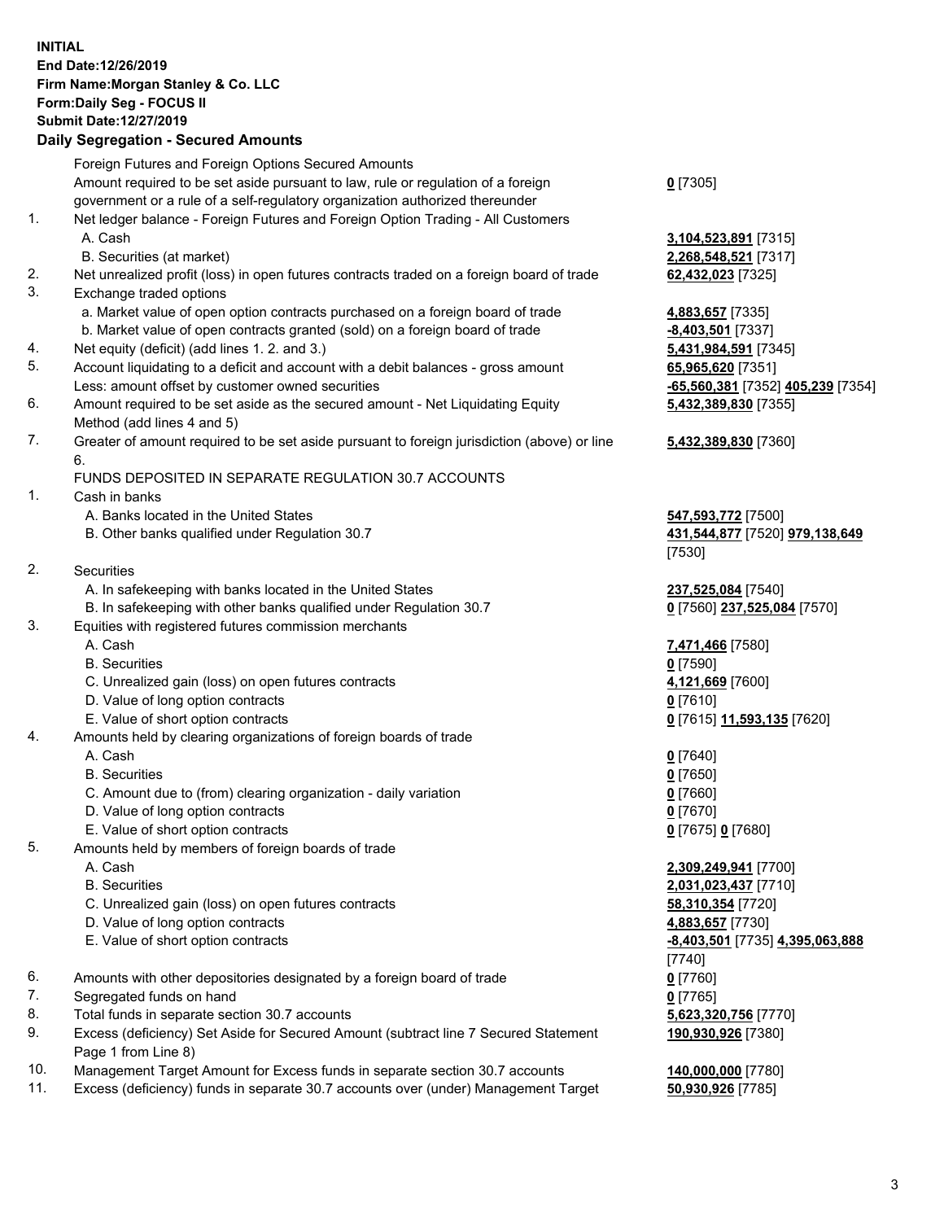**INITIAL**
**End Date:12/26/2019**
**Firm Name:Morgan Stanley & Co. LLC**
**Form:Daily Seg - FOCUS II**
**Submit Date:12/27/2019**

**Daily Segregation - Secured Amounts**

| | | |
|---|---|---|
| | Foreign Futures and Foreign Options Secured Amounts | |
| | Amount required to be set aside pursuant to law, rule or regulation of a foreign government or a rule of a self-regulatory organization authorized thereunder | **0** [7305] |
| 1. | Net ledger balance - Foreign Futures and Foreign Option Trading - All Customers | |
| | A. Cash | **3,104,523,891** [7315] |
| | B. Securities (at market) | **2,268,548,521** [7317] |
| 2. | Net unrealized profit (loss) in open futures contracts traded on a foreign board of trade | **62,432,023** [7325] |
| 3. | Exchange traded options | |
| | a. Market value of open option contracts purchased on a foreign board of trade | **4,883,657** [7335] |
| | b. Market value of open contracts granted (sold) on a foreign board of trade | **-8,403,501** [7337] |
| 4. | Net equity (deficit) (add lines 1. 2. and 3.) | **5,431,984,591** [7345] |
| 5. | Account liquidating to a deficit and account with a debit balances - gross amount | **65,965,620** [7351] |
| | Less: amount offset by customer owned securities | **-65,560,381** [7352] **405,239** [7354] |
| 6. | Amount required to be set aside as the secured amount - Net Liquidating Equity Method (add lines 4 and 5) | **5,432,389,830** [7355] |
| 7. | Greater of amount required to be set aside pursuant to foreign jurisdiction (above) or line 6. | **5,432,389,830** [7360] |
| | FUNDS DEPOSITED IN SEPARATE REGULATION 30.7 ACCOUNTS | |
| 1. | Cash in banks | |
| | A. Banks located in the United States | **547,593,772** [7500] |
| | B. Other banks qualified under Regulation 30.7 | **431,544,877** [7520] **979,138,649** [7530] |
| 2. | Securities | |
| | A. In safekeeping with banks located in the United States | **237,525,084** [7540] |
| | B. In safekeeping with other banks qualified under Regulation 30.7 | **0** [7560] **237,525,084** [7570] |
| 3. | Equities with registered futures commission merchants | |
| | A. Cash | **7,471,466** [7580] |
| | B. Securities | **0** [7590] |
| | C. Unrealized gain (loss) on open futures contracts | **4,121,669** [7600] |
| | D. Value of long option contracts | **0** [7610] |
| | E. Value of short option contracts | **0** [7615] **11,593,135** [7620] |
| 4. | Amounts held by clearing organizations of foreign boards of trade | |
| | A. Cash | **0** [7640] |
| | B. Securities | **0** [7650] |
| | C. Amount due to (from) clearing organization - daily variation | **0** [7660] |
| | D. Value of long option contracts | **0** [7670] |
| | E. Value of short option contracts | **0** [7675] **0** [7680] |
| 5. | Amounts held by members of foreign boards of trade | |
| | A. Cash | **2,309,249,941** [7700] |
| | B. Securities | **2,031,023,437** [7710] |
| | C. Unrealized gain (loss) on open futures contracts | **58,310,354** [7720] |
| | D. Value of long option contracts | **4,883,657** [7730] |
| | E. Value of short option contracts | **-8,403,501** [7735] **4,395,063,888** [7740] |
| 6. | Amounts with other depositories designated by a foreign board of trade | **0** [7760] |
| 7. | Segregated funds on hand | **0** [7765] |
| 8. | Total funds in separate section 30.7 accounts | **5,623,320,756** [7770] |
| 9. | Excess (deficiency) Set Aside for Secured Amount (subtract line 7 Secured Statement Page 1 from Line 8) | **190,930,926** [7380] |
| 10. | Management Target Amount for Excess funds in separate section 30.7 accounts | **140,000,000** [7780] |
| 11. | Excess (deficiency) funds in separate 30.7 accounts over (under) Management Target | **50,930,926** [7785] |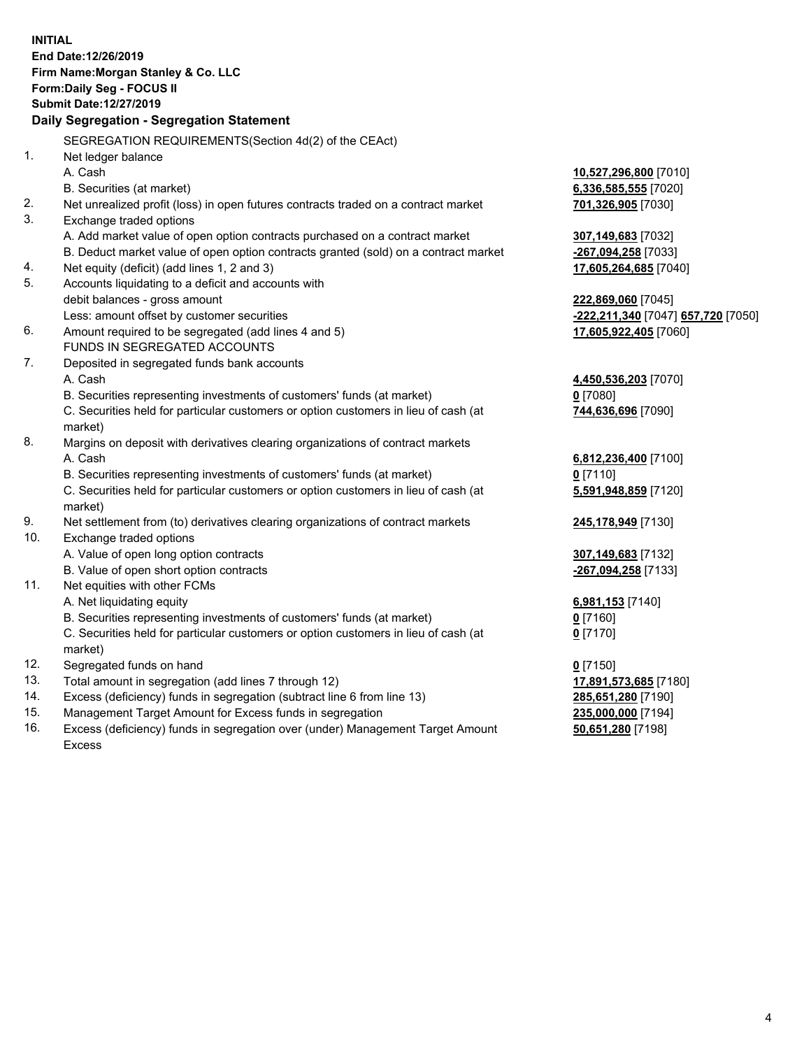**INITIAL**
**End Date:12/26/2019**
**Firm Name:Morgan Stanley & Co. LLC**
**Form:Daily Seg - FOCUS II**
**Submit Date:12/27/2019**

## Daily Segregation - Segregation Statement

| | | |
|---|---|---|
| | SEGREGATION REQUIREMENTS(Section 4d(2) of the CEAct) | |
| 1. | Net ledger balance | |
| | A. Cash | **10,527,296,800** [7010] |
| | B. Securities (at market) | **6,336,585,555** [7020] |
| 2. | Net unrealized profit (loss) in open futures contracts traded on a contract market | **701,326,905** [7030] |
| 3. | Exchange traded options | |
| | A. Add market value of open option contracts purchased on a contract market | **307,149,683** [7032] |
| | B. Deduct market value of open option contracts granted (sold) on a contract market | **-267,094,258** [7033] |
| 4. | Net equity (deficit) (add lines 1, 2 and 3) | **17,605,264,685** [7040] |
| 5. | Accounts liquidating to a deficit and accounts with | |
| | debit balances - gross amount | **222,869,060** [7045] |
| | Less: amount offset by customer securities | **-222,211,340** [7047] **657,720** [7050] |
| 6. | Amount required to be segregated (add lines 4 and 5) | **17,605,922,405** [7060] |
| | FUNDS IN SEGREGATED ACCOUNTS | |
| 7. | Deposited in segregated funds bank accounts | |
| | A. Cash | **4,450,536,203** [7070] |
| | B. Securities representing investments of customers' funds (at market) | **0** [7080] |
| | C. Securities held for particular customers or option customers in lieu of cash (at market) | **744,636,696** [7090] |
| 8. | Margins on deposit with derivatives clearing organizations of contract markets | |
| | A. Cash | **6,812,236,400** [7100] |
| | B. Securities representing investments of customers' funds (at market) | **0** [7110] |
| | C. Securities held for particular customers or option customers in lieu of cash (at market) | **5,591,948,859** [7120] |
| 9. | Net settlement from (to) derivatives clearing organizations of contract markets | **245,178,949** [7130] |
| 10. | Exchange traded options | |
| | A. Value of open long option contracts | **307,149,683** [7132] |
| | B. Value of open short option contracts | **-267,094,258** [7133] |
| 11. | Net equities with other FCMs | |
| | A. Net liquidating equity | **6,981,153** [7140] |
| | B. Securities representing investments of customers' funds (at market) | **0** [7160] |
| | C. Securities held for particular customers or option customers in lieu of cash (at market) | **0** [7170] |
| 12. | Segregated funds on hand | **0** [7150] |
| 13. | Total amount in segregation (add lines 7 through 12) | **17,891,573,685** [7180] |
| 14. | Excess (deficiency) funds in segregation (subtract line 6 from line 13) | **285,651,280** [7190] |
| 15. | Management Target Amount for Excess funds in segregation | **235,000,000** [7194] |
| 16. | Excess (deficiency) funds in segregation over (under) Management Target Amount Excess | **50,651,280** [7198] |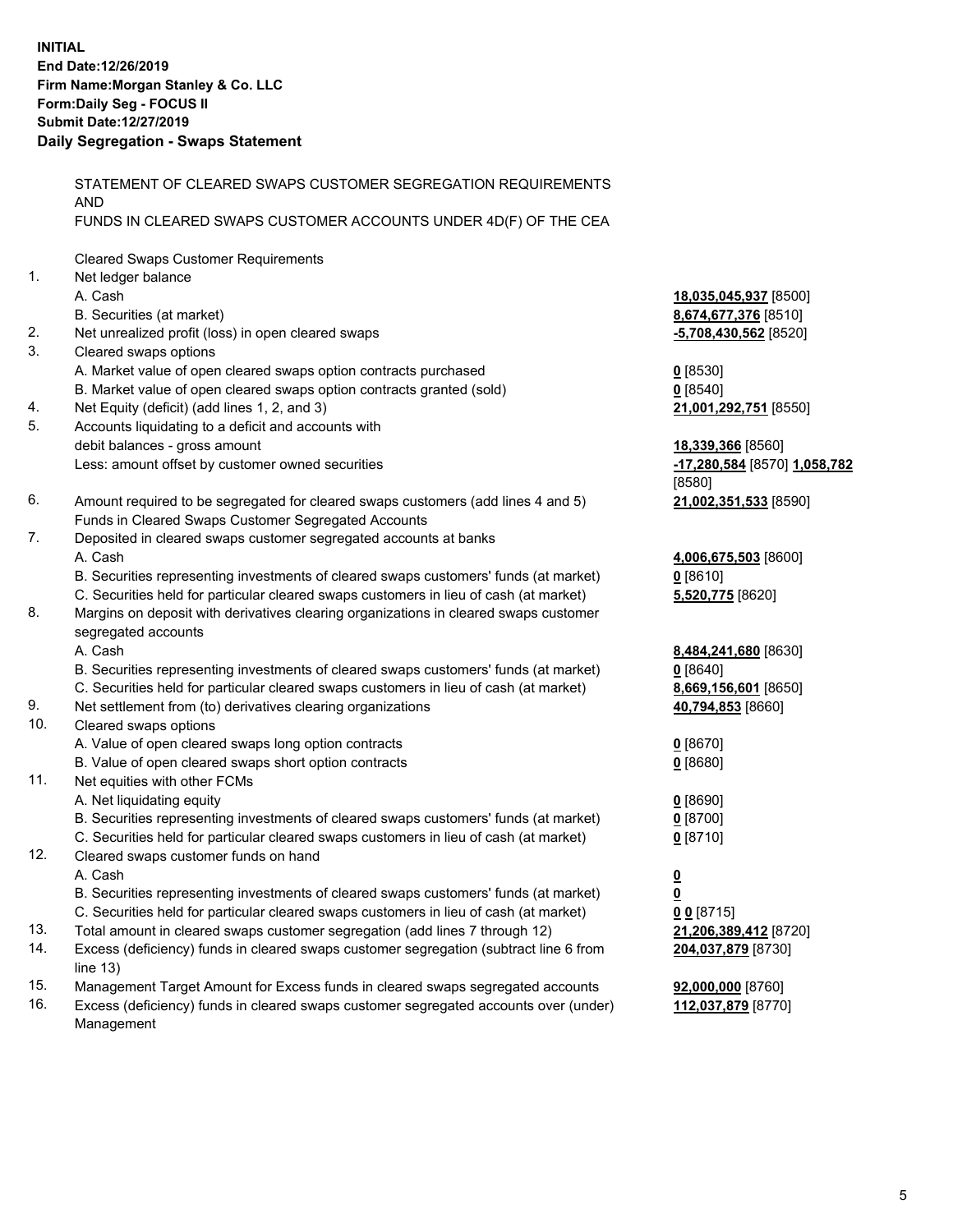**INITIAL**
**End Date:12/26/2019**
**Firm Name:Morgan Stanley & Co. LLC**
**Form:Daily Seg - FOCUS II**
**Submit Date:12/27/2019**
**Daily Segregation - Swaps Statement**

STATEMENT OF CLEARED SWAPS CUSTOMER SEGREGATION REQUIREMENTS AND FUNDS IN CLEARED SWAPS CUSTOMER ACCOUNTS UNDER 4D(F) OF THE CEA

| | | |
|---|---|---|
| | Cleared Swaps Customer Requirements | |
| 1. | Net ledger balance | |
| | A. Cash | **18,035,045,937** [8500] |
| | B. Securities (at market) | **8,674,677,376** [8510] |
| 2. | Net unrealized profit (loss) in open cleared swaps | **-5,708,430,562** [8520] |
| 3. | Cleared swaps options | |
| | A. Market value of open cleared swaps option contracts purchased | **0** [8530] |
| | B. Market value of open cleared swaps option contracts granted (sold) | **0** [8540] |
| 4. | Net Equity (deficit) (add lines 1, 2, and 3) | **21,001,292,751** [8550] |
| 5. | Accounts liquidating to a deficit and accounts with debit balances - gross amount | **18,339,366** [8560] |
| | Less: amount offset by customer owned securities | **-17,280,584** [8570] **1,058,782** [8580] |
| 6. | Amount required to be segregated for cleared swaps customers (add lines 4 and 5) | **21,002,351,533** [8590] |
| | Funds in Cleared Swaps Customer Segregated Accounts | |
| 7. | Deposited in cleared swaps customer segregated accounts at banks | |
| | A. Cash | **4,006,675,503** [8600] |
| | B. Securities representing investments of cleared swaps customers' funds (at market) | **0** [8610] |
| | C. Securities held for particular cleared swaps customers in lieu of cash (at market) | **5,520,775** [8620] |
| 8. | Margins on deposit with derivatives clearing organizations in cleared swaps customer segregated accounts | |
| | A. Cash | **8,484,241,680** [8630] |
| | B. Securities representing investments of cleared swaps customers' funds (at market) | **0** [8640] |
| | C. Securities held for particular cleared swaps customers in lieu of cash (at market) | **8,669,156,601** [8650] |
| 9. | Net settlement from (to) derivatives clearing organizations | **40,794,853** [8660] |
| 10. | Cleared swaps options | |
| | A. Value of open cleared swaps long option contracts | **0** [8670] |
| | B. Value of open cleared swaps short option contracts | **0** [8680] |
| 11. | Net equities with other FCMs | |
| | A. Net liquidating equity | **0** [8690] |
| | B. Securities representing investments of cleared swaps customers' funds (at market) | **0** [8700] |
| | C. Securities held for particular cleared swaps customers in lieu of cash (at market) | **0** [8710] |
| 12. | Cleared swaps customer funds on hand | |
| | A. Cash | **0** |
| | B. Securities representing investments of cleared swaps customers' funds (at market) | **0** |
| | C. Securities held for particular cleared swaps customers in lieu of cash (at market) | **0** **0** [8715] |
| 13. | Total amount in cleared swaps customer segregation (add lines 7 through 12) | **21,206,389,412** [8720] |
| 14. | Excess (deficiency) funds in cleared swaps customer segregation (subtract line 6 from line 13) | **204,037,879** [8730] |
| 15. | Management Target Amount for Excess funds in cleared swaps segregated accounts | **92,000,000** [8760] |
| 16. | Excess (deficiency) funds in cleared swaps customer segregated accounts over (under) Management | **112,037,879** [8770] |